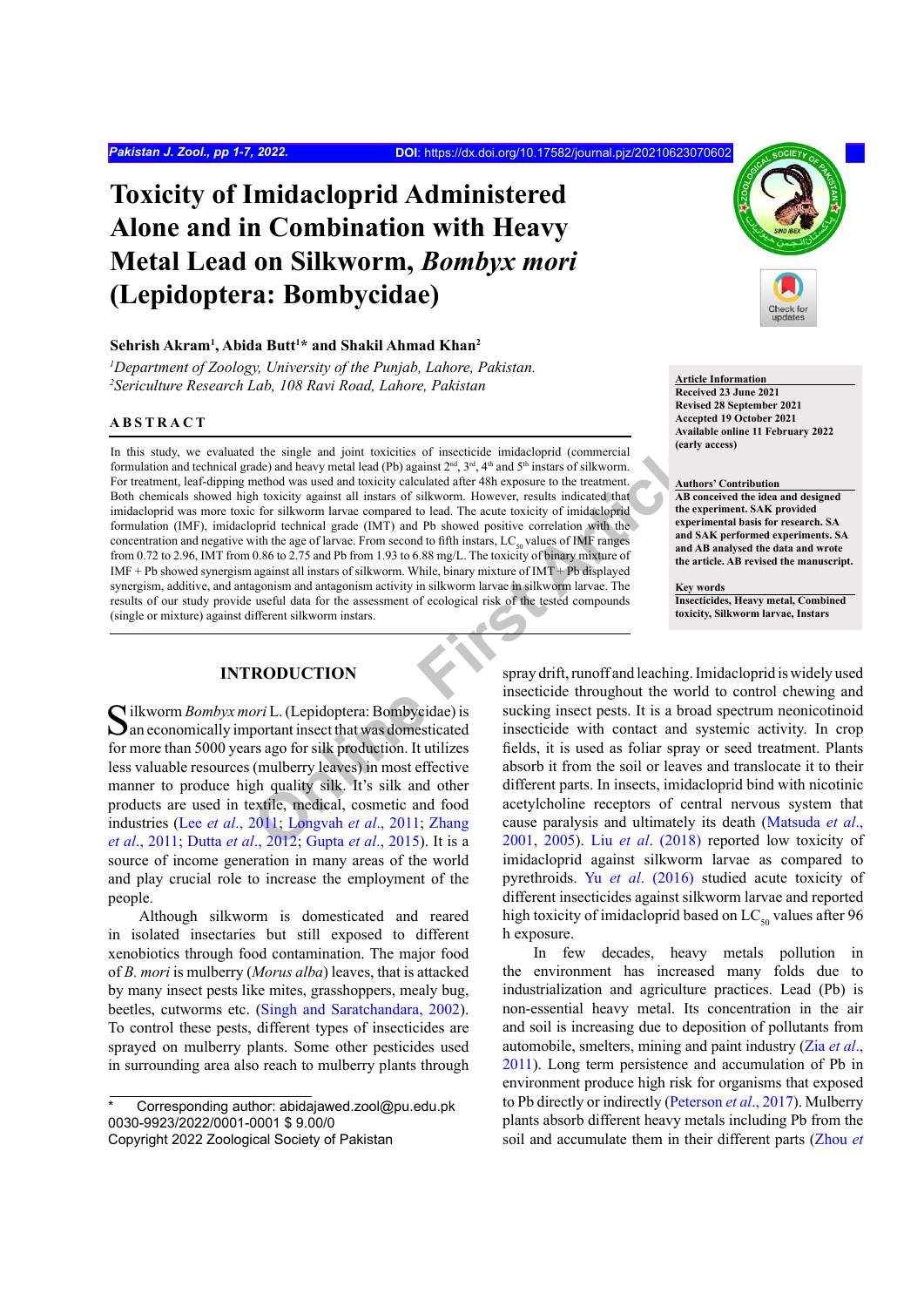# Toxicity of Imidacloprid Administered Alone and in Combination with Heavy Metal Lead on Silkworm, *Bombyx mori* (Lepidoptera: Bombycidae)

**Sehrish Akram[1], Abida Butt[1]* and Shakil Ahmad Khan[2]**

[1]*Department of Zoology, University of the Punjab, Lahore, Pakistan.*
[2]*Sericulture Research Lab, 108 Ravi Road, Lahore, Pakistan*

**Article Information**
**Received 23 June 2021**
**Revised 28 September 2021**
**Accepted 19 October 2021**
**Available online 11 February 2022 (early access)**

**Authors' Contribution**
**AB conceived the idea and designed the experiment. SAK provided experimental basis for research. SA and SAK performed experiments. SA and AB analysed the data and wrote the article. AB revised the manuscript.**

**Key words**
**Insecticides, Heavy metal, Combined toxicity, Silkworm larvae, Instars**

## ABSTRACT

In this study, we evaluated the single and joint toxicities of insecticide imidacloprid (commercial formulation and technical grade) and heavy metal lead (Pb) against 2nd, 3rd, 4th and 5th instars of silkworm. For treatment, leaf-dipping method was used and toxicity calculated after 48h exposure to the treatment. Both chemicals showed high toxicity against all instars of silkworm. However, results indicated that imidacloprid was more toxic for silkworm larvae compared to lead. The acute toxicity of imidacloprid formulation (IMF), imidacloprid technical grade (IMT) and Pb showed positive correlation with the concentration and negative with the age of larvae. From second to fifth instars, $LC_{50}$ values of IMF ranges from 0.72 to 2.96, IMT from 0.86 to 2.75 and Pb from 1.93 to 6.88 mg/L. The toxicity of binary mixture of IMF + Pb showed synergism against all instars of silkworm. While, binary mixture of IMT + Pb displayed synergism, additive, and antagonism and antagonism activity in silkworm larvae in silkworm larvae. The results of our study provide useful data for the assessment of ecological risk of the tested compounds (single or mixture) against different silkworm instars.

## INTRODUCTION

Silkworm *Bombyx mori* L. (Lepidoptera: Bombycidae) is an economically important insect that was domesticated for more than 5000 years ago for silk production. It utilizes less valuable resources (mulberry leaves) in most effective manner to produce high quality silk. It's silk and other products are used in textile, medical, cosmetic and food industries (Lee *et al*., 2011; Longvah *et al*., 2011; Zhang *et al*., 2011; Dutta *et al*., 2012; Gupta *et al*., 2015). It is a source of income generation in many areas of the world and play crucial role to increase the employment of the people.

Although silkworm is domesticated and reared in isolated insectaries but still exposed to different xenobiotics through food contamination. The major food of *B. mori* is mulberry (*Morus alba*) leaves, that is attacked by many insect pests like mites, grasshoppers, mealy bug, beetles, cutworms etc. (Singh and Saratchandara, 2002). To control these pests, different types of insecticides are sprayed on mulberry plants. Some other pesticides used in surrounding area also reach to mulberry plants through spray drift, runoff and leaching. Imidacloprid is widely used insecticide throughout the world to control chewing and sucking insect pests. It is a broad spectrum neonicotinoid insecticide with contact and systemic activity. In crop fields, it is used as foliar spray or seed treatment. Plants absorb it from the soil or leaves and translocate it to their different parts. In insects, imidacloprid bind with nicotinic acetylcholine receptors of central nervous system that cause paralysis and ultimately its death (Matsuda *et al*., 2001, 2005). Liu *et al*. (2018) reported low toxicity of imidacloprid against silkworm larvae as compared to pyrethroids. Yu *et al*. (2016) studied acute toxicity of different insecticides against silkworm larvae and reported high toxicity of imidacloprid based on $LC_{50}$ values after 96 h exposure.

In few decades, heavy metals pollution in the environment has increased many folds due to industrialization and agriculture practices. Lead (Pb) is non-essential heavy metal. Its concentration in the air and soil is increasing due to deposition of pollutants from automobile, smelters, mining and paint industry (Zia *et al*., 2011). Long term persistence and accumulation of Pb in environment produce high risk for organisms that exposed to Pb directly or indirectly (Peterson *et al*., 2017). Mulberry plants absorb different heavy metals including Pb from the soil and accumulate them in their different parts (Zhou *et*

\* Corresponding author: abidajawed.zool@pu.edu.pk
0030-9923/2022/0001-0001 $ 9.00/0
Copyright 2022 Zoological Society of Pakistan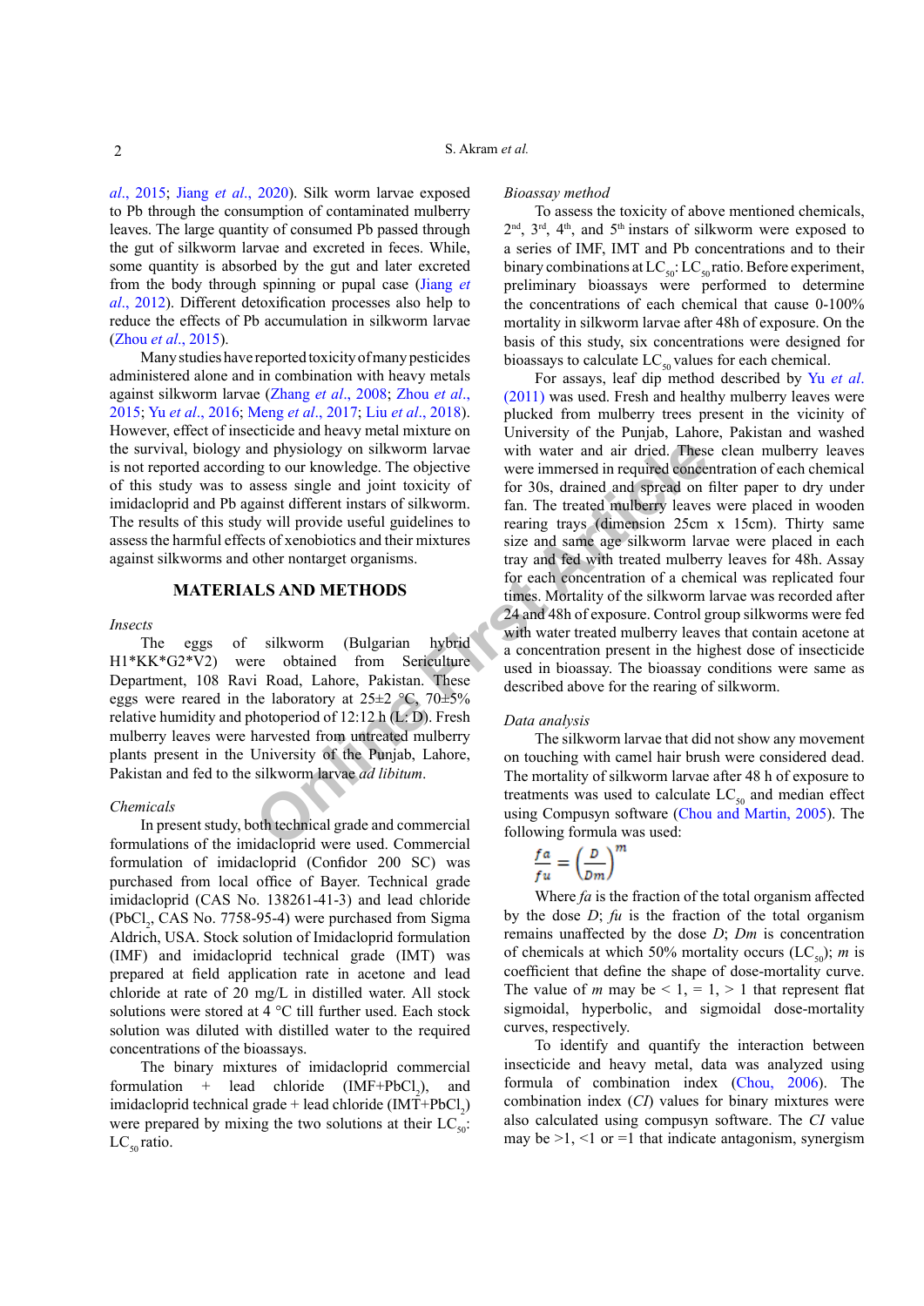al., 2015; Jiang et al., 2020). Silk worm larvae exposed to Pb through the consumption of contaminated mulberry leaves. The large quantity of consumed Pb passed through the gut of silkworm larvae and excreted in feces. While, some quantity is absorbed by the gut and later excreted from the body through spinning or pupal case (Jiang et al., 2012). Different detoxification processes also help to reduce the effects of Pb accumulation in silkworm larvae (Zhou et al., 2015).

Many studies have reported toxicity of many pesticides administered alone and in combination with heavy metals against silkworm larvae (Zhang et al., 2008; Zhou et al., 2015; Yu et al., 2016; Meng et al., 2017; Liu et al., 2018). However, effect of insecticide and heavy metal mixture on the survival, biology and physiology on silkworm larvae is not reported according to our knowledge. The objective of this study was to assess single and joint toxicity of imidacloprid and Pb against different instars of silkworm. The results of this study will provide useful guidelines to assess the harmful effects of xenobiotics and their mixtures against silkworms and other nontarget organisms.

## MATERIALS AND METHODS

### *Insects*

The eggs of silkworm (Bulgarian hybrid H1*KK*G2*V2) were obtained from Sericulture Department, 108 Ravi Road, Lahore, Pakistan. These eggs were reared in the laboratory at 25±2 °C, 70±5% relative humidity and photoperiod of 12:12 h (L: D). Fresh mulberry leaves were harvested from untreated mulberry plants present in the University of the Punjab, Lahore, Pakistan and fed to the silkworm larvae *ad libitum*.

### *Chemicals*

In present study, both technical grade and commercial formulations of the imidacloprid were used. Commercial formulation of imidacloprid (Confidor 200 SC) was purchased from local office of Bayer. Technical grade imidacloprid (CAS No. 138261-41-3) and lead chloride ($PbCl_2$, CAS No. 7758-95-4) were purchased from Sigma Aldrich, USA. Stock solution of Imidacloprid formulation (IMF) and imidacloprid technical grade (IMT) was prepared at field application rate in acetone and lead chloride at rate of 20 mg/L in distilled water. All stock solutions were stored at 4 °C till further used. Each stock solution was diluted with distilled water to the required concentrations of the bioassays.

The binary mixtures of imidacloprid commercial formulation + lead chloride (IMF+$PbCl_2$), and imidacloprid technical grade + lead chloride (IMT+$PbCl_2$) were prepared by mixing the two solutions at their $LC_{50}$: $LC_{50}$ ratio.

### *Bioassay method*

To assess the toxicity of above mentioned chemicals, 2nd, 3rd, 4th, and 5th instars of silkworm were exposed to a series of IMF, IMT and Pb concentrations and to their binary combinations at $LC_{50}$: $LC_{50}$ ratio. Before experiment, preliminary bioassays were performed to determine the concentrations of each chemical that cause 0-100% mortality in silkworm larvae after 48h of exposure. On the basis of this study, six concentrations were designed for bioassays to calculate $LC_{50}$ values for each chemical.

For assays, leaf dip method described by Yu et al. (2011) was used. Fresh and healthy mulberry leaves were plucked from mulberry trees present in the vicinity of University of the Punjab, Lahore, Pakistan and washed with water and air dried. These clean mulberry leaves were immersed in required concentration of each chemical for 30s, drained and spread on filter paper to dry under fan. The treated mulberry leaves were placed in wooden rearing trays (dimension 25cm x 15cm). Thirty same size and same age silkworm larvae were placed in each tray and fed with treated mulberry leaves for 48h. Assay for each concentration of a chemical was replicated four times. Mortality of the silkworm larvae was recorded after 24 and 48h of exposure. Control group silkworms were fed with water treated mulberry leaves that contain acetone at a concentration present in the highest dose of insecticide used in bioassay. The bioassay conditions were same as described above for the rearing of silkworm.

### *Data analysis*

The silkworm larvae that did not show any movement on touching with camel hair brush were considered dead. The mortality of silkworm larvae after 48 h of exposure to treatments was used to calculate $LC_{50}$ and median effect using Compusyn software (Chou and Martin, 2005). The following formula was used:

$$\frac{fa}{fu} = \left(\frac{D}{Dm}\right)^m$$

Where *fa* is the fraction of the total organism affected by the dose *D*; *fu* is the fraction of the total organism remains unaffected by the dose *D*; *Dm* is concentration of chemicals at which 50% mortality occurs ($LC_{50}$); *m* is coefficient that define the shape of dose-mortality curve. The value of *m* may be < 1, = 1, > 1 that represent flat sigmoidal, hyperbolic, and sigmoidal dose-mortality curves, respectively.

To identify and quantify the interaction between insecticide and heavy metal, data was analyzed using formula of combination index (Chou, 2006). The combination index (*CI*) values for binary mixtures were also calculated using compusyn software. The *CI* value may be >1, <1 or =1 that indicate antagonism, synergism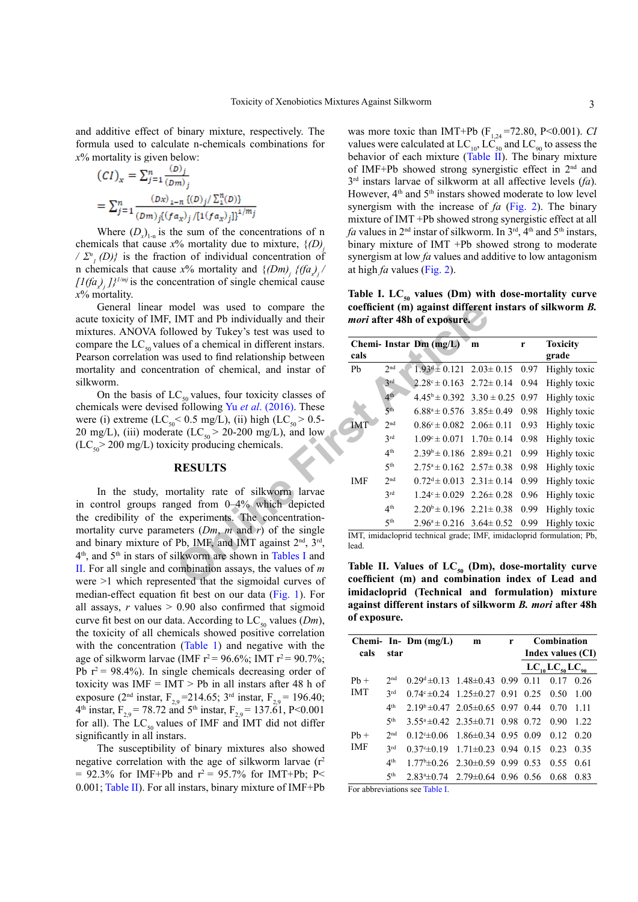and additive effect of binary mixture, respectively. The formula used to calculate n-chemicals combinations for $x$% mortality is given below:

$$(CI)_x = \sum_{j=1}^{n} \frac{(D)_j}{(Dm)_j}$$

$$= \sum_{j=1}^{n} \frac{(Dx)_{1-n}\{(D)_j / \sum_1^n (D)\}}{(Dm)_j\{(fa_x)_j / [1(fa_x)_j]\}^{1/m_j}}$$

Where $(D_x)_{1-n}$ is the sum of the concentrations of n chemicals that cause $x$% mortality due to mixture, $\{(D)_j / \Sigma^n_1 (D)\}$ is the fraction of individual concentration of n chemicals that cause $x$% mortality and $\{(Dm)_j \{(fa_x)_j / [1(fa_x)_j]\}^{1/mj}$ is the concentration of single chemical cause $x$% mortality.

General linear model was used to compare the acute toxicity of IMF, IMT and Pb individually and their mixtures. ANOVA followed by Tukey's test was used to compare the $LC_{50}$ values of a chemical in different instars. Pearson correlation was used to find relationship between mortality and concentration of chemical, and instar of silkworm.

On the basis of $LC_{50}$ values, four toxicity classes of chemicals were devised following Yu *et al*. (2016). These were (i) extreme ($LC_{50}$< 0.5 mg/L), (ii) high ($LC_{50}$> 0.5-20 mg/L), (iii) moderate ($LC_{50}$> 20-200 mg/L), and low ($LC_{50}$> 200 mg/L) toxicity producing chemicals.

## RESULTS

In the study, mortality rate of silkworm larvae in control groups ranged from 0–4% which depicted the credibility of the experiments. The concentration-mortality curve parameters (*Dm*, *m* and *r*) of the single and binary mixture of Pb, IMF, and IMT against 2nd, 3rd, 4th, and 5th in stars of silkworm are shown in Tables I and II. For all single and combination assays, the values of *m* were >1 which represented that the sigmoidal curves of median-effect equation fit best on our data (Fig. 1). For all assays, *r* values > 0.90 also confirmed that sigmoid curve fit best on our data. According to $LC_{50}$ values (*Dm*), the toxicity of all chemicals showed positive correlation with the concentration (Table 1) and negative with the age of silkworm larvae (IMF $r^2$= 96.6%; IMT $r^2$= 90.7%; Pb $r^2$= 98.4%). In single chemicals decreasing order of toxicity was IMF = IMT > Pb in all instars after 48 h of exposure (2nd instar, $F_{2,9}$=214.65; 3rd instar, $F_{2,9}$= 196.40; 4th instar, $F_{2,9}$= 78.72 and 5th instar, $F_{2,9}$= 137.61, P<0.001 for all). The $LC_{50}$ values of IMF and IMT did not differ significantly in all instars.

The susceptibility of binary mixtures also showed negative correlation with the age of silkworm larvae ($r^2$ = 92.3% for IMF+Pb and $r^2$ = 95.7% for IMT+Pb; P< 0.001; Table II). For all instars, binary mixture of IMF+Pb was more toxic than IMT+Pb ($F_{1,24}$=72.80, P<0.001). *CI* values were calculated at $LC_{10}$, $LC_{50}$ and $LC_{90}$ to assess the behavior of each mixture (Table II). The binary mixture of IMF+Pb showed strong synergistic effect in 2nd and 3rd instars larvae of silkworm at all affective levels (*fa*). However, 4th and 5th instars showed moderate to low level synergism with the increase of *fa* (Fig. 2). The binary mixture of IMT +Pb showed strong synergistic effect at all *fa* values in 2nd instar of silkworm. In 3rd, 4th and 5th instars, binary mixture of IMT +Pb showed strong to moderate synergism at low *fa* values and additive to low antagonism at high *fa* values (Fig. 2).

**Table I. $LC_{50}$ values (Dm) with dose-mortality curve coefficient (m) against different instars of silkworm *B. mori* after 48h of exposure.**

| Chemicals | Instar | Dm (mg/L) | m | r | Toxicity grade |
|---|---|---|---|---|---|
| Pb | 2nd | 1.93$^d$ ± 0.121 | 2.03± 0.15 | 0.97 | Highly toxic |
| | 3rd | 2.28$^c$ ± 0.163 | 2.72± 0.14 | 0.94 | Highly toxic |
| | 4th | 4.45$^b$ ± 0.392 | 3.30 ± 0.25 | 0.97 | Highly toxic |
| | 5th | 6.88$^a$ ± 0.576 | 3.85± 0.49 | 0.98 | Highly toxic |
| IMT | 2nd | 0.86$^c$ ± 0.082 | 2.06± 0.11 | 0.93 | Highly toxic |
| | 3rd | 1.09$^c$ ± 0.071 | 1.70± 0.14 | 0.98 | Highly toxic |
| | 4th | 2.39$^b$ ± 0.186 | 2.89± 0.21 | 0.99 | Highly toxic |
| | 5th | 2.75$^a$ ± 0.162 | 2.57± 0.38 | 0.98 | Highly toxic |
| IMF | 2nd | 0.72$^d$ ± 0.013 | 2.31± 0.14 | 0.99 | Highly toxic |
| | 3rd | 1.24$^c$ ± 0.029 | 2.26± 0.28 | 0.96 | Highly toxic |
| | 4th | 2.20$^b$ ± 0.196 | 2.21± 0.33 | 0.99 | Highly toxic |
| | 5th | 2.96$^a$ ± 0.216 | 3.64± 0.52 | 0.99 | Highly toxic |

IMT, imidacloprid technical grade; IMF, imidacloprid formulation; Pb, lead.

**Table II. Values of $LC_{50}$ (Dm), dose-mortality curve coefficient (m) and combination index of Lead and imidacloprid (Technical and formulation) mixture against different instars of silkworm *B. mori* after 48h of exposure.**

| Chemicals | Instar | Dm (mg/L) | m | r | Combination Index values (CI) | | |
|---|---|---|---|---|---|---|---|
| | | | | | $LC_{10}$ | $LC_{50}$ | $LC_{90}$ |
| Pb + IMT | 2nd | 0.29$^d$±0.13 | 1.48±0.43 | 0.99 | 0.11 | 0.17 | 0.26 |
| | 3rd | 0.74$^c$±0.24 | 1.25±0.27 | 0.91 | 0.25 | 0.50 | 1.00 |
| | 4th | 2.19$^b$±0.47 | 2.05±0.65 | 0.97 | 0.44 | 0.70 | 1.11 |
| | 5th | 3.55$^a$±0.42 | 2.35±0.71 | 0.98 | 0.72 | 0.90 | 1.22 |
| Pb + IMF | 2nd | 0.12$^c$±0.06 | 1.86±0.34 | 0.95 | 0.09 | 0.12 | 0.20 |
| | 3rd | 0.37$^c$±0.19 | 1.71±0.23 | 0.94 | 0.15 | 0.23 | 0.35 |
| | 4th | 1.77$^b$±0.26 | 2.30±0.59 | 0.99 | 0.53 | 0.55 | 0.61 |
| | 5th | 2.83$^a$±0.74 | 2.79±0.64 | 0.96 | 0.56 | 0.68 | 0.83 |

For abbreviations see Table I.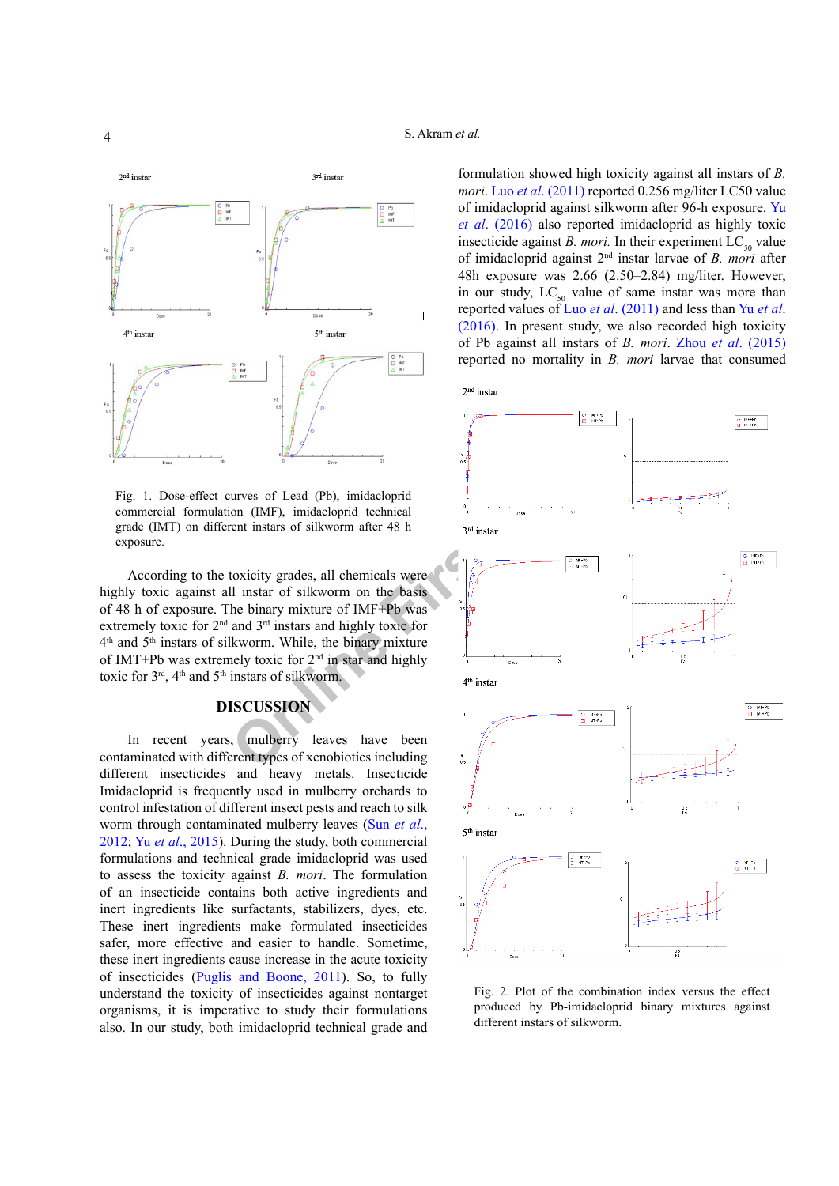Fig. 1. Dose-effect curves of Lead (Pb), imidacloprid commercial formulation (IMF), imidacloprid technical grade (IMT) on different instars of silkworm after 48 h exposure.

According to the toxicity grades, all chemicals were highly toxic against all instar of silkworm on the basis of 48 h of exposure. The binary mixture of IMF+Pb was extremely toxic for 2nd and 3rd instars and highly toxic for 4th and 5th instars of silkworm. While, the binary mixture of IMT+Pb was extremely toxic for 2nd in star and highly toxic for 3rd, 4th and 5th instars of silkworm.

## DISCUSSION

In recent years, mulberry leaves have been contaminated with different types of xenobiotics including different insecticides and heavy metals. Insecticide Imidacloprid is frequently used in mulberry orchards to control infestation of different insect pests and reach to silk worm through contaminated mulberry leaves (Sun *et al*., 2012; Yu *et al*., 2015). During the study, both commercial formulations and technical grade imidacloprid was used to assess the toxicity against *B. mori*. The formulation of an insecticide contains both active ingredients and inert ingredients like surfactants, stabilizers, dyes, etc. These inert ingredients make formulated insecticides safer, more effective and easier to handle. Sometime, these inert ingredients cause increase in the acute toxicity of insecticides (Puglis and Boone, 2011). So, to fully understand the toxicity of insecticides against nontarget organisms, it is imperative to study their formulations also. In our study, both imidacloprid technical grade and formulation showed high toxicity against all instars of *B. mori*. Luo *et al*. (2011) reported 0.256 mg/liter LC50 value of imidacloprid against silkworm after 96-h exposure. Yu *et al*. (2016) also reported imidacloprid as highly toxic insecticide against *B. mori.* In their experiment $LC_{50}$ value of imidacloprid against 2nd instar larvae of *B. mori* after 48h exposure was 2.66 (2.50–2.84) mg/liter. However, in our study, $LC_{50}$ value of same instar was more than reported values of Luo *et al*. (2011) and less than Yu *et al*. (2016). In present study, we also recorded high toxicity of Pb against all instars of *B. mori*. Zhou *et al*. (2015) reported no mortality in *B. mori* larvae that consumed

Fig. 2. Plot of the combination index versus the effect produced by Pb-imidacloprid binary mixtures against different instars of silkworm.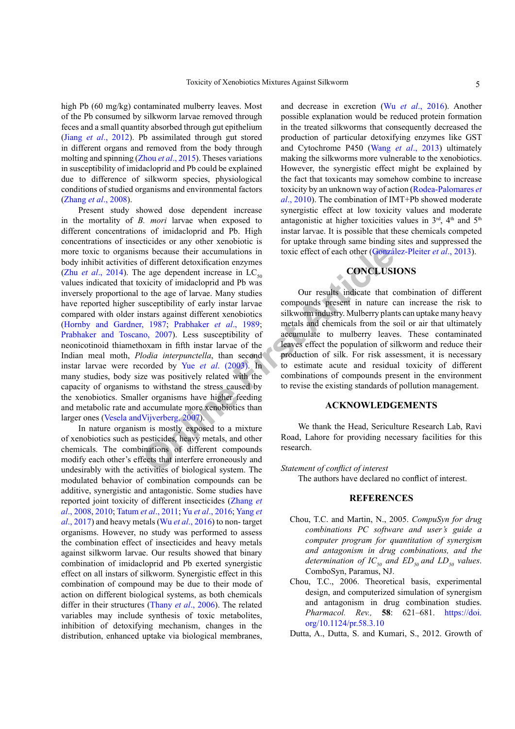high Pb (60 mg/kg) contaminated mulberry leaves. Most of the Pb consumed by silkworm larvae removed through feces and a small quantity absorbed through gut epithelium (Jiang *et al*., 2012). Pb assimilated through gut stored in different organs and removed from the body through molting and spinning (Zhou *et al*., 2015). Theses variations in susceptibility of imidacloprid and Pb could be explained due to difference of silkworm species, physiological conditions of studied organisms and environmental factors (Zhang *et al*., 2008).

Present study showed dose dependent increase in the mortality of *B. mori* larvae when exposed to different concentrations of imidacloprid and Pb. High concentrations of insecticides or any other xenobiotic is more toxic to organisms because their accumulations in body inhibit activities of different detoxification enzymes (Zhu *et al*., 2014). The age dependent increase in $LC_{50}$ values indicated that toxicity of imidacloprid and Pb was inversely proportional to the age of larvae. Many studies have reported higher susceptibility of early instar larvae compared with older instars against different xenobiotics (Hornby and Gardner, 1987; Prabhaker *et al*., 1989; Prabhaker and Toscano, 2007). Less susceptibility of neonicotinoid thiamethoxam in fifth instar larvae of the Indian meal moth, *Plodia interpunctella*, than second instar larvae were recorded by Yue *et al*. (2003). In many studies, body size was positively related with the capacity of organisms to withstand the stress caused by the xenobiotics. Smaller organisms have higher feeding and metabolic rate and accumulate more xenobiotics than larger ones (Vesela andVijverberg, 2007).

In nature organism is mostly exposed to a mixture of xenobiotics such as pesticides, heavy metals, and other chemicals. The combinations of different compounds modify each other's effects that interfere erroneously and undesirably with the activities of biological system. The modulated behavior of combination compounds can be additive, synergistic and antagonistic. Some studies have reported joint toxicity of different insecticides (Zhang *et al*., 2008, 2010; Tatum *et al*., 2011; Yu *et al*., 2016; Yang *et al*., 2017) and heavy metals (Wu *et al*., 2016) to non- target organisms. However, no study was performed to assess the combination effect of insecticides and heavy metals against silkworm larvae. Our results showed that binary combination of imidacloprid and Pb exerted synergistic effect on all instars of silkworm. Synergistic effect in this combination of compound may be due to their mode of action on different biological systems, as both chemicals differ in their structures (Thany *et al*., 2006). The related variables may include synthesis of toxic metabolites, inhibition of detoxifying mechanism, changes in the distribution, enhanced uptake via biological membranes, and decrease in excretion (Wu *et al*., 2016). Another possible explanation would be reduced protein formation in the treated silkworms that consequently decreased the production of particular detoxifying enzymes like GST and Cytochrome P450 (Wang *et al*., 2013) ultimately making the silkworms more vulnerable to the xenobiotics. However, the synergistic effect might be explained by the fact that toxicants may somehow combine to increase toxicity by an unknown way of action (Rodea-Palomares *et al*., 2010). The combination of IMT+Pb showed moderate synergistic effect at low toxicity values and moderate antagonistic at higher toxicities values in 3rd, 4th and 5th instar larvae. It is possible that these chemicals competed for uptake through same binding sites and suppressed the toxic effect of each other (González-Pleiter *et al*., 2013).

## CONCLUSIONS

Our results indicate that combination of different compounds present in nature can increase the risk to silkworm industry. Mulberry plants can uptake many heavy metals and chemicals from the soil or air that ultimately accumulate to mulberry leaves. These contaminated leaves effect the population of silkworm and reduce their production of silk. For risk assessment, it is necessary to estimate acute and residual toxicity of different combinations of compounds present in the environment to revise the existing standards of pollution management.

## ACKNOWLEDGEMENTS

We thank the Head, Sericulture Research Lab, Ravi Road, Lahore for providing necessary facilities for this research.

*Statement of conflict of interest*

The authors have declared no conflict of interest.

## REFERENCES

Chou, T.C. and Martin, N., 2005. *CompuSyn for drug combinations PC software and user's guide a computer program for quantitation of synergism and antagonism in drug combinations, and the determination of $IC_{50}$ and $ED_{50}$ and $LD_{50}$ values*. ComboSyn, Paramus, NJ.

Chou, T.C., 2006. Theoretical basis, experimental design, and computerized simulation of synergism and antagonism in drug combination studies. *Pharmacol. Rev.*, **58**: 621–681. https://doi.org/10.1124/pr.58.3.10

Dutta, A., Dutta, S. and Kumari, S., 2012. Growth of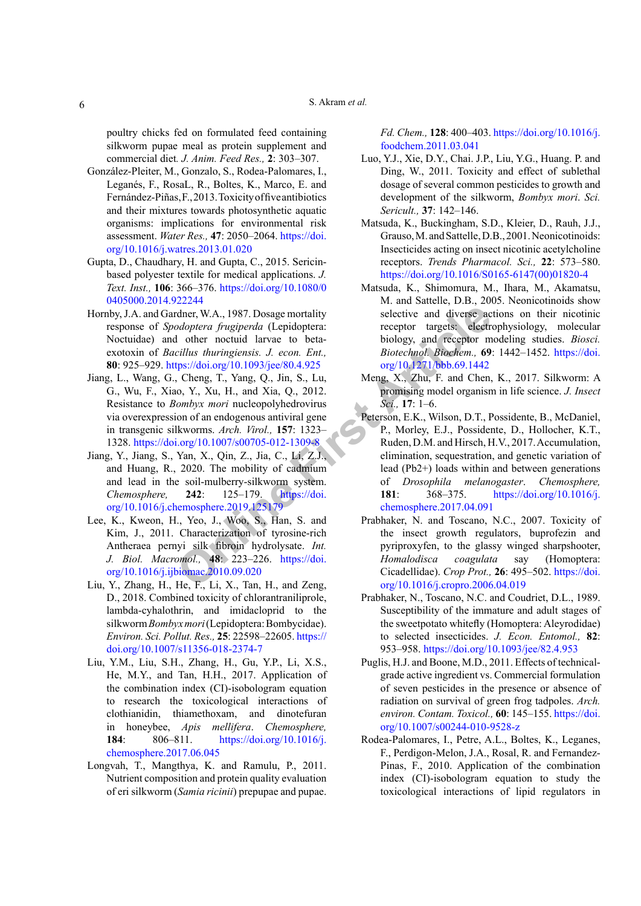poultry chicks fed on formulated feed containing silkworm pupae meal as protein supplement and commercial diet. *J. Anim. Feed Res.,* **2**: 303–307.

González-Pleiter, M., Gonzalo, S., Rodea-Palomares, I., Leganés, F., RosaL, R., Boltes, K., Marco, E. and Fernández-Piñas, F., 2013. Toxicity of five antibiotics and their mixtures towards photosynthetic aquatic organisms: implications for environmental risk assessment. *Water Res.,* **47**: 2050–2064. https://doi.org/10.1016/j.watres.2013.01.020

Gupta, D., Chaudhary, H. and Gupta, C., 2015. Sericin-based polyester textile for medical applications. *J. Text. Inst.,* **106**: 366–376. https://doi.org/10.1080/00405000.2014.922244

Hornby, J.A. and Gardner, W.A., 1987. Dosage mortality response of *Spodoptera frugiperda* (Lepidoptera: Noctuidae) and other noctuid larvae to beta-exotoxin of *Bacillus thuringiensis. J. econ. Ent.,* **80**: 925–929. https://doi.org/10.1093/jee/80.4.925

Jiang, L., Wang, G., Cheng, T., Yang, Q., Jin, S., Lu, G., Wu, F., Xiao, Y., Xu, H., and Xia, Q., 2012. Resistance to *Bombyx mori* nucleopolyhedrovirus via overexpression of an endogenous antiviral gene in transgenic silkworms. *Arch. Virol.,* **157**: 1323–1328. https://doi.org/10.1007/s00705-012-1309-8

Jiang, Y., Jiang, S., Yan, X., Qin, Z., Jia, C., Li, Z.J., and Huang, R., 2020. The mobility of cadmium and lead in the soil-mulberry-silkworm system. *Chemosphere,* **242**: 125–179. https://doi.org/10.1016/j.chemosphere.2019.125179

Lee, K., Kweon, H., Yeo, J., Woo, S., Han, S. and Kim, J., 2011. Characterization of tyrosine-rich Antheraea pernyi silk fibroin hydrolysate. *Int. J. Biol. Macromol.,* **48**: 223–226. https://doi.org/10.1016/j.ijbiomac.2010.09.020

Liu, Y., Zhang, H., He, F., Li, X., Tan, H., and Zeng, D., 2018. Combined toxicity of chlorantraniliprole, lambda-cyhalothrin, and imidacloprid to the silkworm *Bombyx mori* (Lepidoptera: Bombycidae). *Environ. Sci. Pollut. Res.,* **25**: 22598–22605. https://doi.org/10.1007/s11356-018-2374-7

Liu, Y.M., Liu, S.H., Zhang, H., Gu, Y.P., Li, X.S., He, M.Y., and Tan, H.H., 2017. Application of the combination index (CI)-isobologram equation to research the toxicological interactions of clothianidin, thiamethoxam, and dinotefuran in honeybee, *Apis mellifera*. *Chemosphere,* **184**: 806–811. https://doi.org/10.1016/j.chemosphere.2017.06.045

Longvah, T., Mangthya, K. and Ramulu, P., 2011. Nutrient composition and protein quality evaluation of eri silkworm (*Samia ricinii*) prepupae and pupae. *Fd. Chem.,* **128**: 400–403. https://doi.org/10.1016/j.foodchem.2011.03.041

Luo, Y.J., Xie, D.Y., Chai. J.P., Liu, Y.G., Huang. P. and Ding, W., 2011. Toxicity and effect of sublethal dosage of several common pesticides to growth and development of the silkworm, *Bombyx mori*. *Sci. Sericult.,* **37**: 142–146.

Matsuda, K., Buckingham, S.D., Kleier, D., Rauh, J.J., Grauso, M. and Sattelle, D.B., 2001. Neonicotinoids: Insecticides acting on insect nicotinic acetylcholine receptors. *Trends Pharmacol. Sci.,* **22**: 573–580. https://doi.org/10.1016/S0165-6147(00)01820-4

Matsuda, K., Shimomura, M., Ihara, M., Akamatsu, M. and Sattelle, D.B., 2005. Neonicotinoids show selective and diverse actions on their nicotinic receptor targets: electrophysiology, molecular biology, and receptor modeling studies. *Biosci. Biotechnol. Biochem.,* **69**: 1442–1452. https://doi.org/10.1271/bbb.69.1442

Meng, X., Zhu, F. and Chen, K., 2017. Silkworm: A promising model organism in life science. *J. Insect Sci.,* **17**: 1–6.

Peterson, E.K., Wilson, D.T., Possidente, B., McDaniel, P., Morley, E.J., Possidente, D., Hollocher, K.T., Ruden, D.M. and Hirsch, H.V., 2017. Accumulation, elimination, sequestration, and genetic variation of lead (Pb2+) loads within and between generations of *Drosophila melanogaster*. *Chemosphere,* **181**: 368–375. https://doi.org/10.1016/j.chemosphere.2017.04.091

Prabhaker, N. and Toscano, N.C., 2007. Toxicity of the insect growth regulators, buprofezin and pyriproxyfen, to the glassy winged sharpshooter, *Homalodisca coagulata* say (Homoptera: Cicadellidae). *Crop Prot.,* **26**: 495–502. https://doi.org/10.1016/j.cropro.2006.04.019

Prabhaker, N., Toscano, N.C. and Coudriet, D.L., 1989. Susceptibility of the immature and adult stages of the sweetpotato whitefly (Homoptera: Aleyrodidae) to selected insecticides. *J. Econ. Entomol.,* **82**: 953–958. https://doi.org/10.1093/jee/82.4.953

Puglis, H.J. and Boone, M.D., 2011. Effects of technical-grade active ingredient vs. Commercial formulation of seven pesticides in the presence or absence of radiation on survival of green frog tadpoles. *Arch. environ. Contam. Toxicol.,* **60**: 145–155. https://doi.org/10.1007/s00244-010-9528-z

Rodea-Palomares, I., Petre, A.L., Boltes, K., Leganes, F., Perdigon-Melon, J.A., Rosal, R. and Fernandez-Pinas, F., 2010. Application of the combination index (CI)-isobologram equation to study the toxicological interactions of lipid regulators in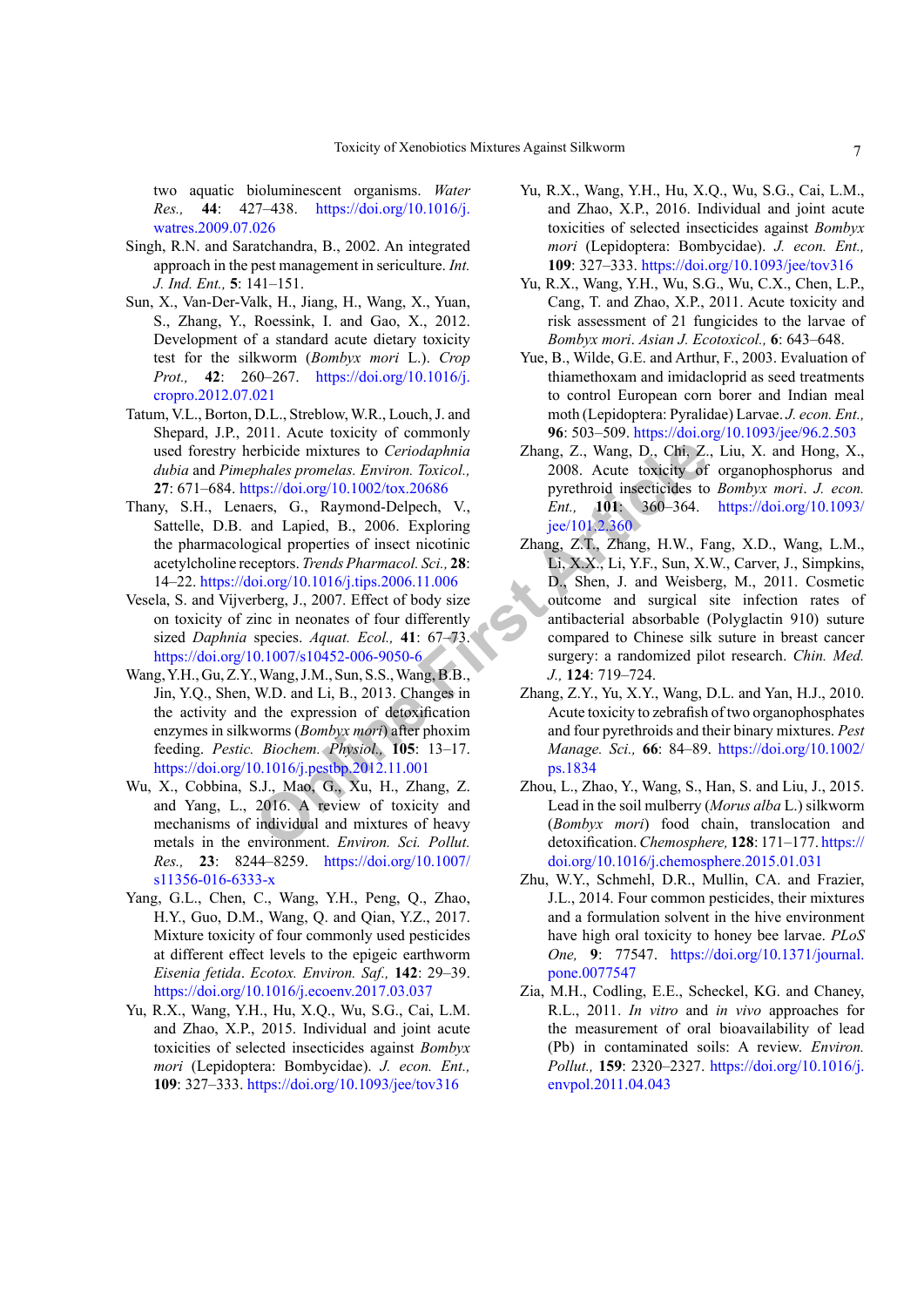two aquatic bioluminescent organisms. *Water Res.,* **44**: 427–438. https://doi.org/10.1016/j.watres.2009.07.026

Singh, R.N. and Saratchandra, B., 2002. An integrated approach in the pest management in sericulture. *Int. J. Ind. Ent.,* **5**: 141–151.

Sun, X., Van-Der-Valk, H., Jiang, H., Wang, X., Yuan, S., Zhang, Y., Roessink, I. and Gao, X., 2012. Development of a standard acute dietary toxicity test for the silkworm (*Bombyx mori* L.). *Crop Prot.,* **42**: 260–267. https://doi.org/10.1016/j.cropro.2012.07.021

Tatum, V.L., Borton, D.L., Streblow, W.R., Louch, J. and Shepard, J.P., 2011. Acute toxicity of commonly used forestry herbicide mixtures to *Ceriodaphnia dubia* and *Pimephales promelas*. *Environ. Toxicol.,* **27**: 671–684. https://doi.org/10.1002/tox.20686

Thany, S.H., Lenaers, G., Raymond-Delpech, V., Sattelle, D.B. and Lapied, B., 2006. Exploring the pharmacological properties of insect nicotinic acetylcholine receptors. *Trends Pharmacol. Sci.,* **28**: 14–22. https://doi.org/10.1016/j.tips.2006.11.006

Vesela, S. and Vijverberg, J., 2007. Effect of body size on toxicity of zinc in neonates of four differently sized *Daphnia* species. *Aquat. Ecol.,* **41**: 67–73. https://doi.org/10.1007/s10452-006-9050-6

Wang, Y.H., Gu, Z.Y., Wang, J.M., Sun, S.S., Wang, B.B., Jin, Y.Q., Shen, W.D. and Li, B., 2013. Changes in the activity and the expression of detoxification enzymes in silkworms (*Bombyx mori*) after phoxim feeding. *Pestic. Biochem. Physiol.,* **105**: 13–17. https://doi.org/10.1016/j.pestbp.2012.11.001

Wu, X., Cobbina, S.J., Mao, G., Xu, H., Zhang, Z. and Yang, L., 2016. A review of toxicity and mechanisms of individual and mixtures of heavy metals in the environment. *Environ. Sci. Pollut. Res.,* **23**: 8244–8259. https://doi.org/10.1007/s11356-016-6333-x

Yang, G.L., Chen, C., Wang, Y.H., Peng, Q., Zhao, H.Y., Guo, D.M., Wang, Q. and Qian, Y.Z., 2017. Mixture toxicity of four commonly used pesticides at different effect levels to the epigeic earthworm *Eisenia fetida*. *Ecotox. Environ. Saf.,* **142**: 29–39. https://doi.org/10.1016/j.ecoenv.2017.03.037

Yu, R.X., Wang, Y.H., Hu, X.Q., Wu, S.G., Cai, L.M. and Zhao, X.P., 2015. Individual and joint acute toxicities of selected insecticides against *Bombyx mori* (Lepidoptera: Bombycidae). *J. econ. Ent.,* **109**: 327–333. https://doi.org/10.1093/jee/tov316

Yu, R.X., Wang, Y.H., Hu, X.Q., Wu, S.G., Cai, L.M. and Zhao, X.P., 2016. Individual and joint acute toxicities of selected insecticides against *Bombyx mori* (Lepidoptera: Bombycidae). *J. econ. Ent.,* **109**: 327–333. https://doi.org/10.1093/jee/tov316

Yu, R.X., Wang, Y.H., Wu, S.G., Wu, C.X., Chen, L.P., Cang, T. and Zhao, X.P., 2011. Acute toxicity and risk assessment of 21 fungicides to the larvae of *Bombyx mori*. *Asian J. Ecotoxicol.,* **6**: 643–648.

Yue, B., Wilde, G.E. and Arthur, F., 2003. Evaluation of thiamethoxam and imidacloprid as seed treatments to control European corn borer and Indian meal moth (Lepidoptera: Pyralidae) Larvae. *J. econ. Ent.,* **96**: 503–509. https://doi.org/10.1093/jee/96.2.503

Zhang, Z., Wang, D., Chi, Z., Liu, X. and Hong, X., 2008. Acute toxicity of organophosphorus and pyrethroid insecticides to *Bombyx mori*. *J. econ. Ent.,* **101**: 360–364. https://doi.org/10.1093/jee/101.2.360

Zhang, Z.T., Zhang, H.W., Fang, X.D., Wang, L.M., Li, X.X., Li, Y.F., Sun, X.W., Carver, J., Simpkins, D., Shen, J. and Weisberg, M., 2011. Cosmetic outcome and surgical site infection rates of antibacterial absorbable (Polyglactin 910) suture compared to Chinese silk suture in breast cancer surgery: a randomized pilot research. *Chin. Med. J.,* **124**: 719–724.

Zhang, Z.Y., Yu, X.Y., Wang, D.L. and Yan, H.J., 2010. Acute toxicity to zebrafish of two organophosphates and four pyrethroids and their binary mixtures. *Pest Manage. Sci.,* **66**: 84–89. https://doi.org/10.1002/ps.1834

Zhou, L., Zhao, Y., Wang, S., Han, S. and Liu, J., 2015. Lead in the soil mulberry (*Morus alba* L.) silkworm (*Bombyx mori*) food chain, translocation and detoxification. *Chemosphere,* **128**: 171–177. https://doi.org/10.1016/j.chemosphere.2015.01.031

Zhu, W.Y., Schmehl, D.R., Mullin, CA. and Frazier, J.L., 2014. Four common pesticides, their mixtures and a formulation solvent in the hive environment have high oral toxicity to honey bee larvae. *PLoS One,* **9**: 77547. https://doi.org/10.1371/journal.pone.0077547

Zia, M.H., Codling, E.E., Scheckel, KG. and Chaney, R.L., 2011. *In vitro* and *in vivo* approaches for the measurement of oral bioavailability of lead (Pb) in contaminated soils: A review. *Environ. Pollut.,* **159**: 2320–2327. https://doi.org/10.1016/j.envpol.2011.04.043